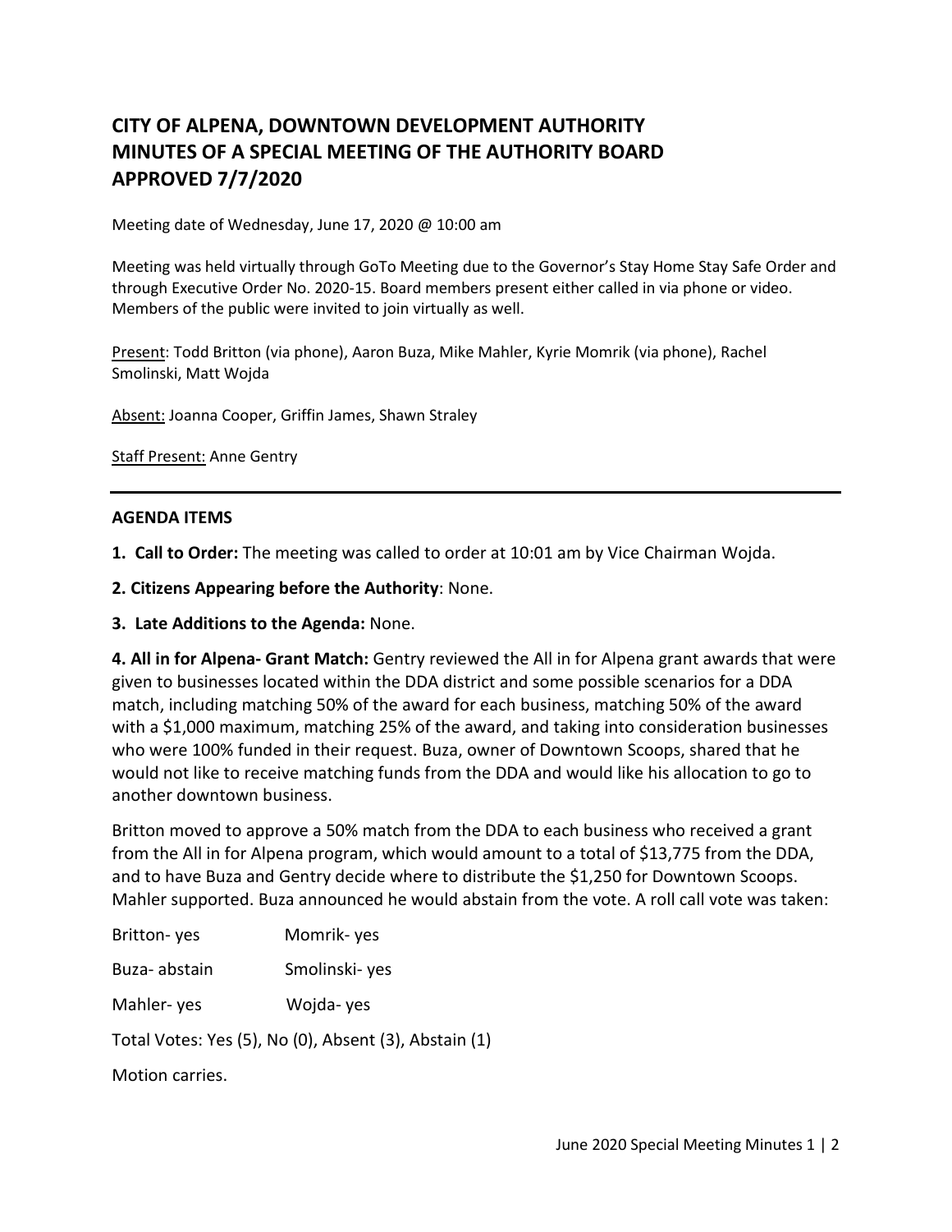# CITY OF ALPENA, DOWNTOWN DEVELOPMENT AUTHORITY
# MINUTES OF A SPECIAL MEETING OF THE AUTHORITY BOARD
# APPROVED 7/7/2020

Meeting date of Wednesday, June 17, 2020 @ 10:00 am

Meeting was held virtually through GoTo Meeting due to the Governor's Stay Home Stay Safe Order and through Executive Order No. 2020-15. Board members present either called in via phone or video. Members of the public were invited to join virtually as well.

Present: Todd Britton (via phone), Aaron Buza, Mike Mahler, Kyrie Momrik (via phone), Rachel Smolinski, Matt Wojda

Absent: Joanna Cooper, Griffin James, Shawn Straley

Staff Present: Anne Gentry

---

**AGENDA ITEMS**

**1. Call to Order:** The meeting was called to order at 10:01 am by Vice Chairman Wojda.

**2. Citizens Appearing before the Authority**: None.

**3. Late Additions to the Agenda:** None.

**4. All in for Alpena- Grant Match:** Gentry reviewed the All in for Alpena grant awards that were given to businesses located within the DDA district and some possible scenarios for a DDA match, including matching 50% of the award for each business, matching 50% of the award with a $1,000 maximum, matching 25% of the award, and taking into consideration businesses who were 100% funded in their request. Buza, owner of Downtown Scoops, shared that he would not like to receive matching funds from the DDA and would like his allocation to go to another downtown business.

Britton moved to approve a 50% match from the DDA to each business who received a grant from the All in for Alpena program, which would amount to a total of $13,775 from the DDA, and to have Buza and Gentry decide where to distribute the $1,250 for Downtown Scoops. Mahler supported. Buza announced he would abstain from the vote. A roll call vote was taken:

Britton- yes    Momrik- yes

Buza- abstain    Smolinski- yes

Mahler- yes    Wojda- yes

Total Votes: Yes (5), No (0), Absent (3), Abstain (1)

Motion carries.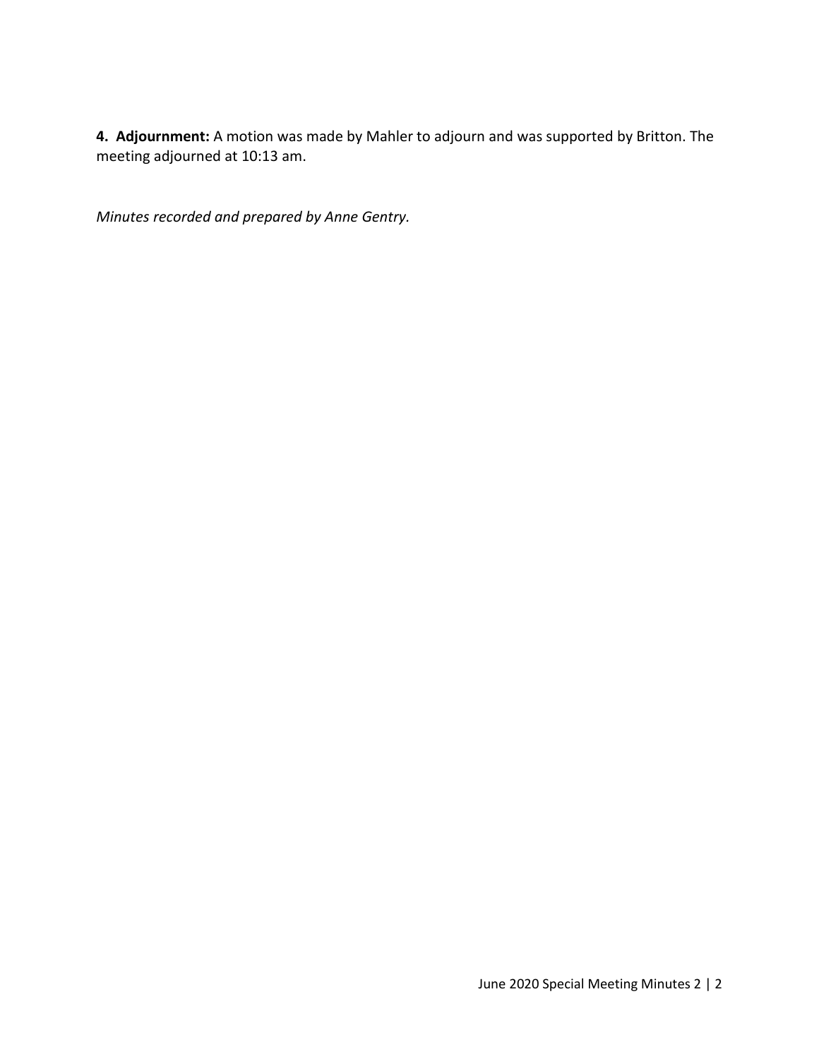**4. Adjournment:** A motion was made by Mahler to adjourn and was supported by Britton. The meeting adjourned at 10:13 am.

*Minutes recorded and prepared by Anne Gentry.*